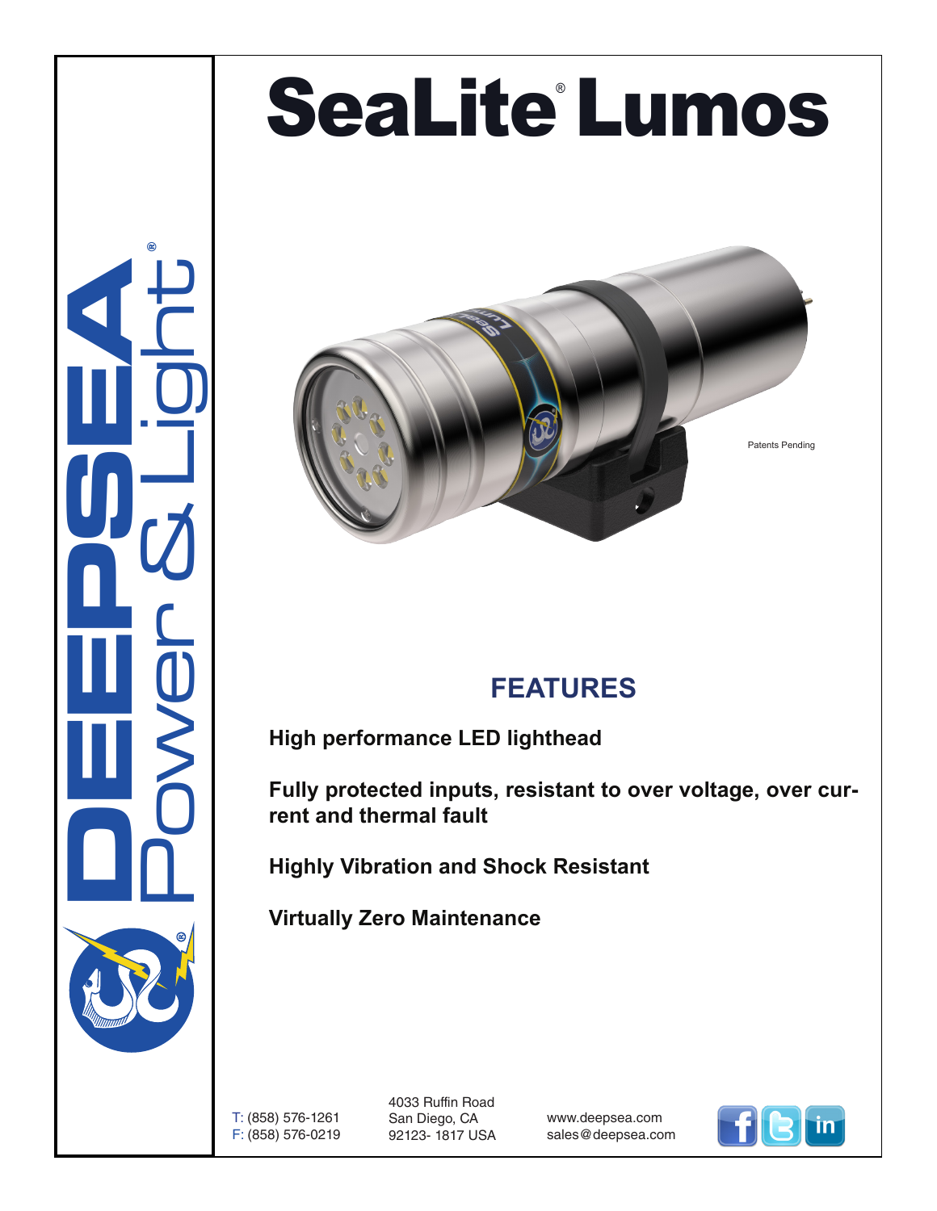# SeaLite® Lumos

Patents Pending

## FEATURES

**High performance LED lighthead**

**Fully protected inputs, resistant to over voltage, over current and thermal fault**

**Highly Vibration and Shock Resistant**

**Virtually Zero Maintenance**

T: (858) 576-1261
F: (858) 576-0219

4033 Ruffin Road
San Diego, CA
92123- 1817 USA

www.deepsea.com
sales@deepsea.com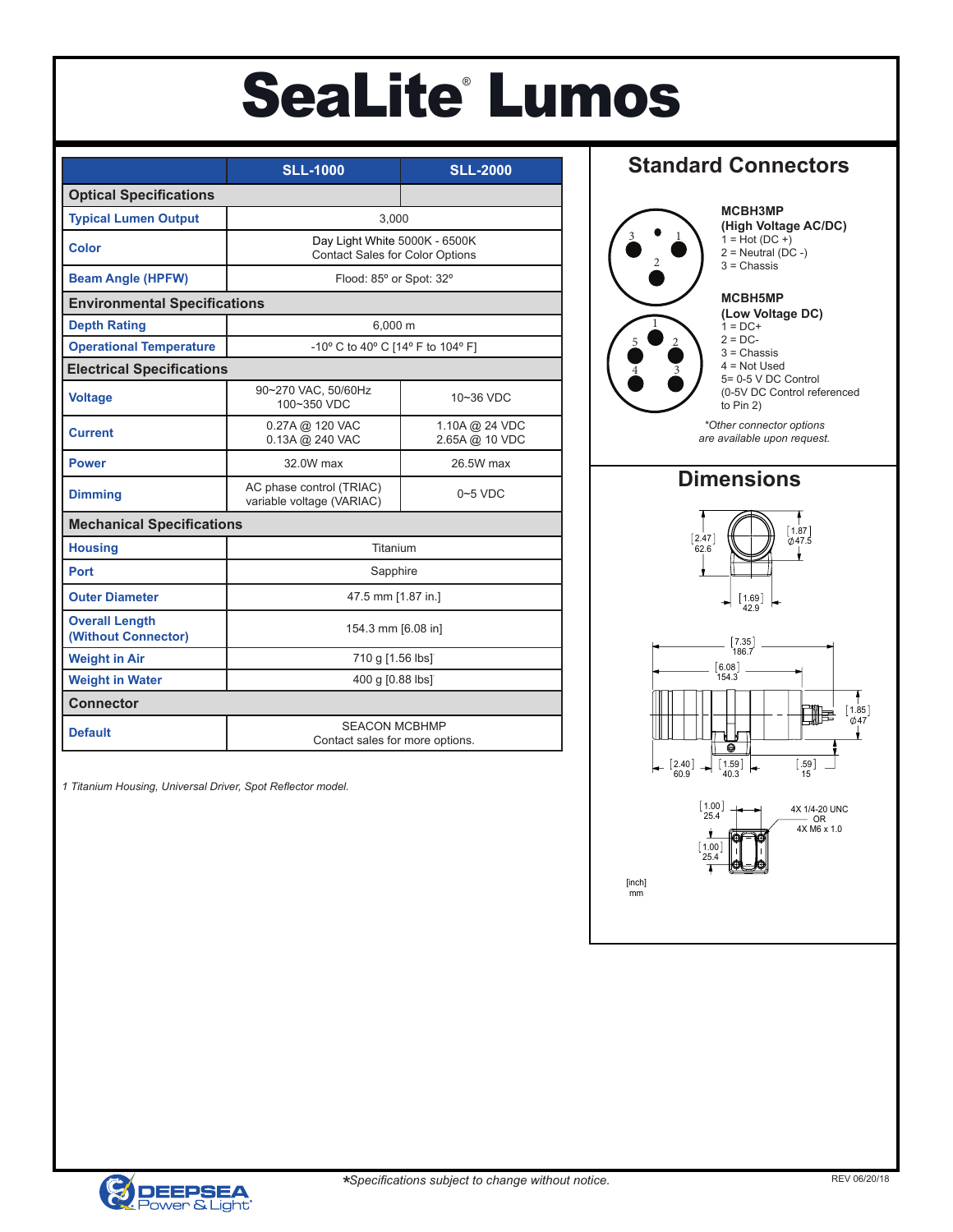# SeaLite® Lumos

| | SLL-1000 | SLL-2000 |
|---|---|---|
| **Optical Specifications** | | |
| Typical Lumen Output | 3,000 | |
| Color | Day Light White 5000K - 6500K<br>Contact Sales for Color Options | |
| Beam Angle (HPFW) | Flood: 85º or Spot: 32º | |
| **Environmental Specifications** | | |
| Depth Rating | 6,000 m | |
| Operational Temperature | -10º C to 40º C [14º F to 104º F] | |
| **Electrical Specifications** | | |
| Voltage | 90~270 VAC, 50/60Hz<br>100~350 VDC | 10~36 VDC |
| Current | 0.27A @ 120 VAC<br>0.13A @ 240 VAC | 1.10A @ 24 VDC<br>2.65A @ 10 VDC |
| Power | 32.0W max | 26.5W max |
| Dimming | AC phase control (TRIAC)<br>variable voltage (VARIAC) | 0~5 VDC |
| **Mechanical Specifications** | | |
| Housing | Titanium | |
| Port | Sapphire | |
| Outer Diameter | 47.5 mm [1.87 in.] | |
| Overall Length (Without Connector) | 154.3 mm [6.08 in] | |
| Weight in Air | 710 g [1.56 lbs] | |
| Weight in Water | 400 g [0.88 lbs] | |
| **Connector** | | |
| Default | SEACON MCBHMP<br>Contact sales for more options. | |

*1 Titanium Housing, Universal Driver, Spot Reflector model.*

## Standard Connectors

**MCBH3MP (High Voltage AC/DC)**
1 = Hot (DC +)
2 = Neutral (DC -)
3 = Chassis

**MCBH5MP (Low Voltage DC)**
1 = DC+
2 = DC-
3 = Chassis
4 = Not Used
5= 0-5 V DC Control (0-5V DC Control referenced to Pin 2)

*\*Other connector options are available upon request.*

## Dimensions

[2.47] 62.6
[1.87] ⌀47.5
[1.69] 42.9
[7.35] 186.7
[6.08] 154.3
[1.85] ⌀47
[2.40] 60.9
[1.59] 40.3
[.59] 15
[1.00] 25.4
4X 1/4-20 UNC OR 4X M6 x 1.0
[1.00] 25.4
[inch] mm

*\*Specifications subject to change without notice.*

REV 06/20/18